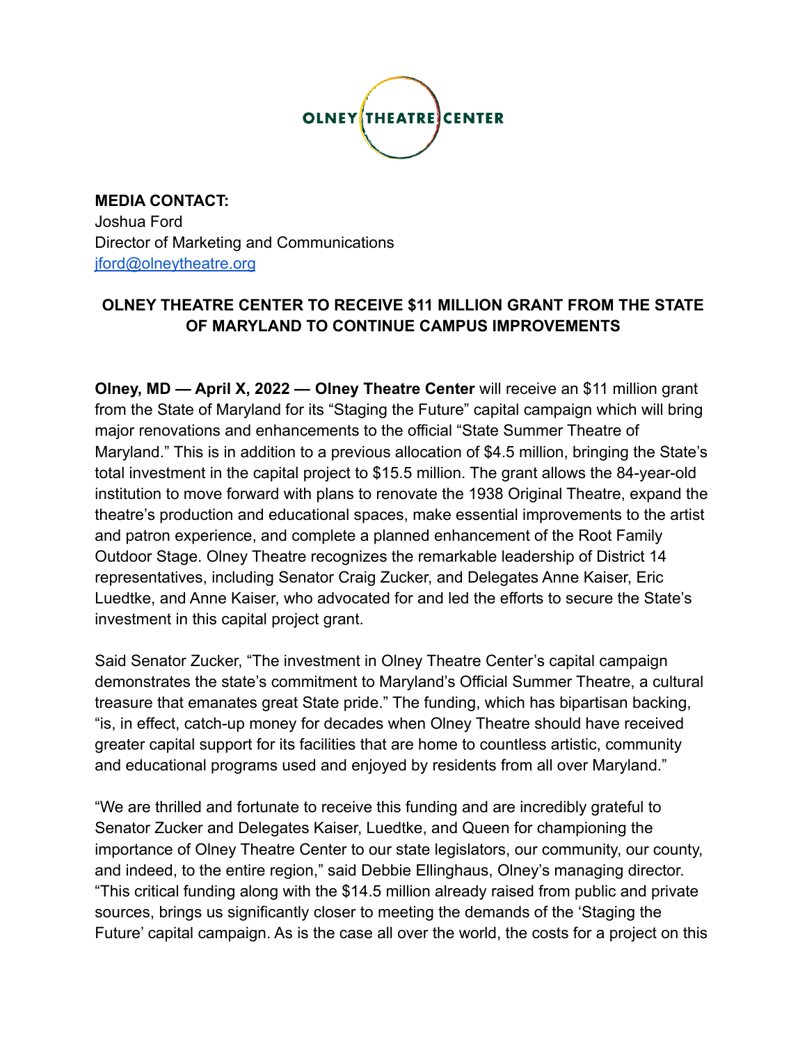OLNEY THEATRE CENTER

**MEDIA CONTACT:**
Joshua Ford
Director of Marketing and Communications
jford@olneytheatre.org

**OLNEY THEATRE CENTER TO RECEIVE $11 MILLION GRANT FROM THE STATE OF MARYLAND TO CONTINUE CAMPUS IMPROVEMENTS**

**Olney, MD — April X, 2022 — Olney Theatre Center** will receive an $11 million grant from the State of Maryland for its "Staging the Future" capital campaign which will bring major renovations and enhancements to the official "State Summer Theatre of Maryland." This is in addition to a previous allocation of $4.5 million, bringing the State's total investment in the capital project to $15.5 million. The grant allows the 84-year-old institution to move forward with plans to renovate the 1938 Original Theatre, expand the theatre's production and educational spaces, make essential improvements to the artist and patron experience, and complete a planned enhancement of the Root Family Outdoor Stage. Olney Theatre recognizes the remarkable leadership of District 14 representatives, including Senator Craig Zucker, and Delegates Anne Kaiser, Eric Luedtke, and Anne Kaiser, who advocated for and led the efforts to secure the State's investment in this capital project grant.

Said Senator Zucker, "The investment in Olney Theatre Center's capital campaign demonstrates the state's commitment to Maryland's Official Summer Theatre, a cultural treasure that emanates great State pride." The funding, which has bipartisan backing, "is, in effect, catch-up money for decades when Olney Theatre should have received greater capital support for its facilities that are home to countless artistic, community and educational programs used and enjoyed by residents from all over Maryland."

"We are thrilled and fortunate to receive this funding and are incredibly grateful to Senator Zucker and Delegates Kaiser, Luedtke, and Queen for championing the importance of Olney Theatre Center to our state legislators, our community, our county, and indeed, to the entire region," said Debbie Ellinghaus, Olney's managing director. "This critical funding along with the $14.5 million already raised from public and private sources, brings us significantly closer to meeting the demands of the 'Staging the Future' capital campaign. As is the case all over the world, the costs for a project on this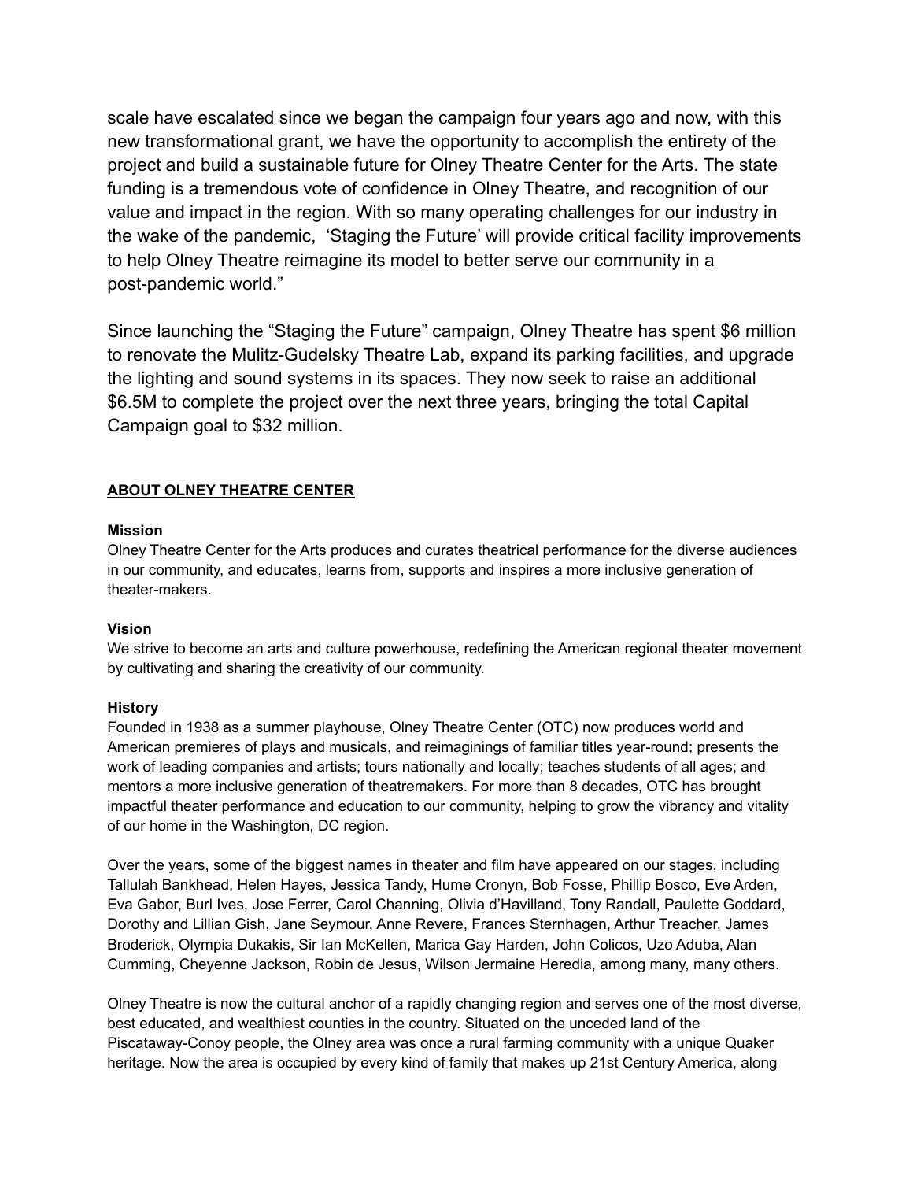scale have escalated since we began the campaign four years ago and now, with this new transformational grant, we have the opportunity to accomplish the entirety of the project and build a sustainable future for Olney Theatre Center for the Arts. The state funding is a tremendous vote of confidence in Olney Theatre, and recognition of our value and impact in the region. With so many operating challenges for our industry in the wake of the pandemic, 'Staging the Future' will provide critical facility improvements to help Olney Theatre reimagine its model to better serve our community in a post-pandemic world."

Since launching the "Staging the Future" campaign, Olney Theatre has spent $6 million to renovate the Mulitz-Gudelsky Theatre Lab, expand its parking facilities, and upgrade the lighting and sound systems in its spaces. They now seek to raise an additional $6.5M to complete the project over the next three years, bringing the total Capital Campaign goal to $32 million.

## ABOUT OLNEY THEATRE CENTER

**Mission**

Olney Theatre Center for the Arts produces and curates theatrical performance for the diverse audiences in our community, and educates, learns from, supports and inspires a more inclusive generation of theater-makers.

**Vision**

We strive to become an arts and culture powerhouse, redefining the American regional theater movement by cultivating and sharing the creativity of our community.

**History**

Founded in 1938 as a summer playhouse, Olney Theatre Center (OTC) now produces world and American premieres of plays and musicals, and reimaginings of familiar titles year-round; presents the work of leading companies and artists; tours nationally and locally; teaches students of all ages; and mentors a more inclusive generation of theatremakers. For more than 8 decades, OTC has brought impactful theater performance and education to our community, helping to grow the vibrancy and vitality of our home in the Washington, DC region.

Over the years, some of the biggest names in theater and film have appeared on our stages, including Tallulah Bankhead, Helen Hayes, Jessica Tandy, Hume Cronyn, Bob Fosse, Phillip Bosco, Eve Arden, Eva Gabor, Burl Ives, Jose Ferrer, Carol Channing, Olivia d'Havilland, Tony Randall, Paulette Goddard, Dorothy and Lillian Gish, Jane Seymour, Anne Revere, Frances Sternhagen, Arthur Treacher, James Broderick, Olympia Dukakis, Sir Ian McKellen, Marica Gay Harden, John Colicos, Uzo Aduba, Alan Cumming, Cheyenne Jackson, Robin de Jesus, Wilson Jermaine Heredia, among many, many others.

Olney Theatre is now the cultural anchor of a rapidly changing region and serves one of the most diverse, best educated, and wealthiest counties in the country. Situated on the unceded land of the Piscataway-Conoy people, the Olney area was once a rural farming community with a unique Quaker heritage. Now the area is occupied by every kind of family that makes up 21st Century America, along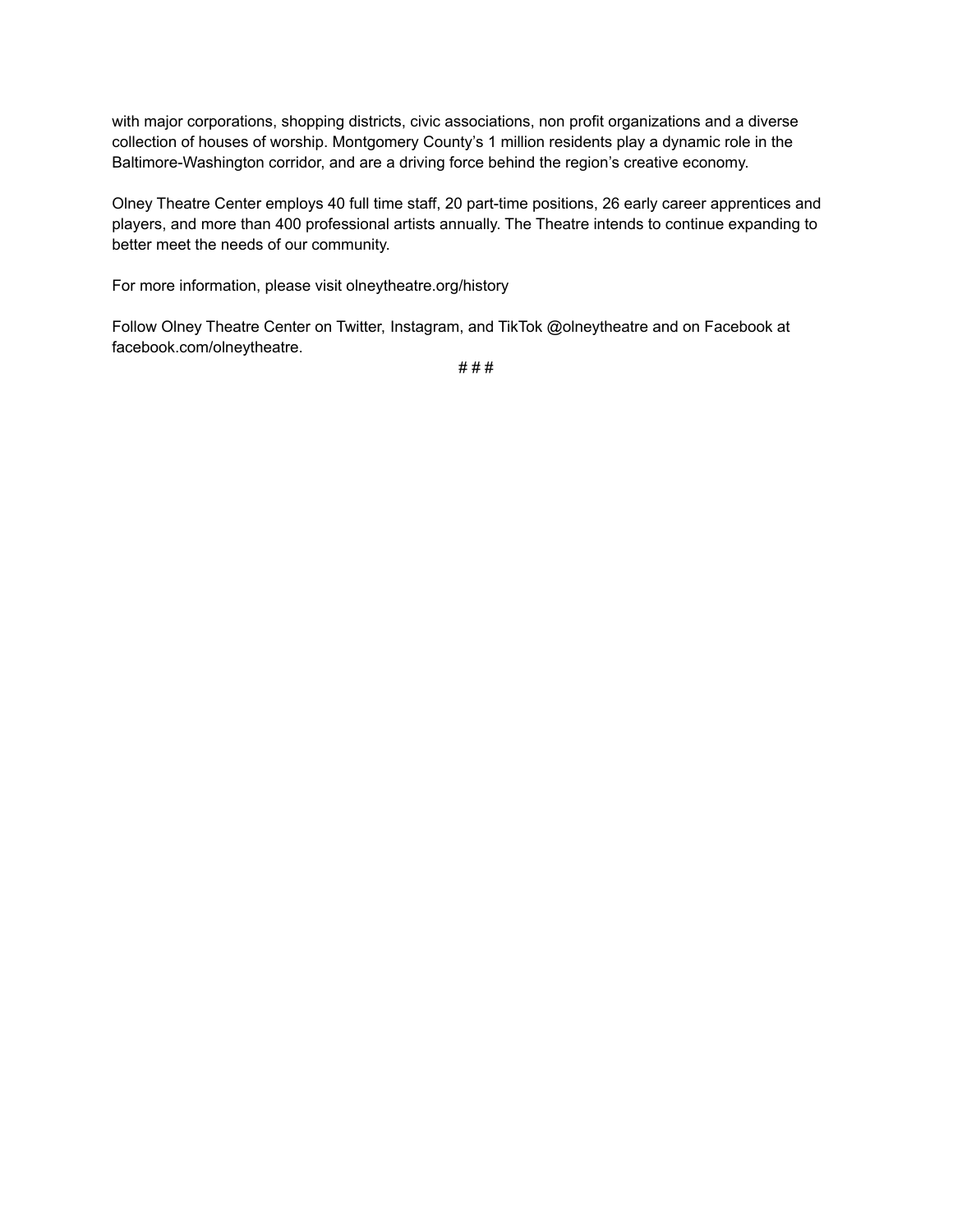with major corporations, shopping districts, civic associations, non profit organizations and a diverse collection of houses of worship. Montgomery County's 1 million residents play a dynamic role in the Baltimore-Washington corridor, and are a driving force behind the region's creative economy.

Olney Theatre Center employs 40 full time staff, 20 part-time positions, 26 early career apprentices and players, and more than 400 professional artists annually. The Theatre intends to continue expanding to better meet the needs of our community.

For more information, please visit olneytheatre.org/history

Follow Olney Theatre Center on Twitter, Instagram, and TikTok @olneytheatre and on Facebook at facebook.com/olneytheatre.

# # #